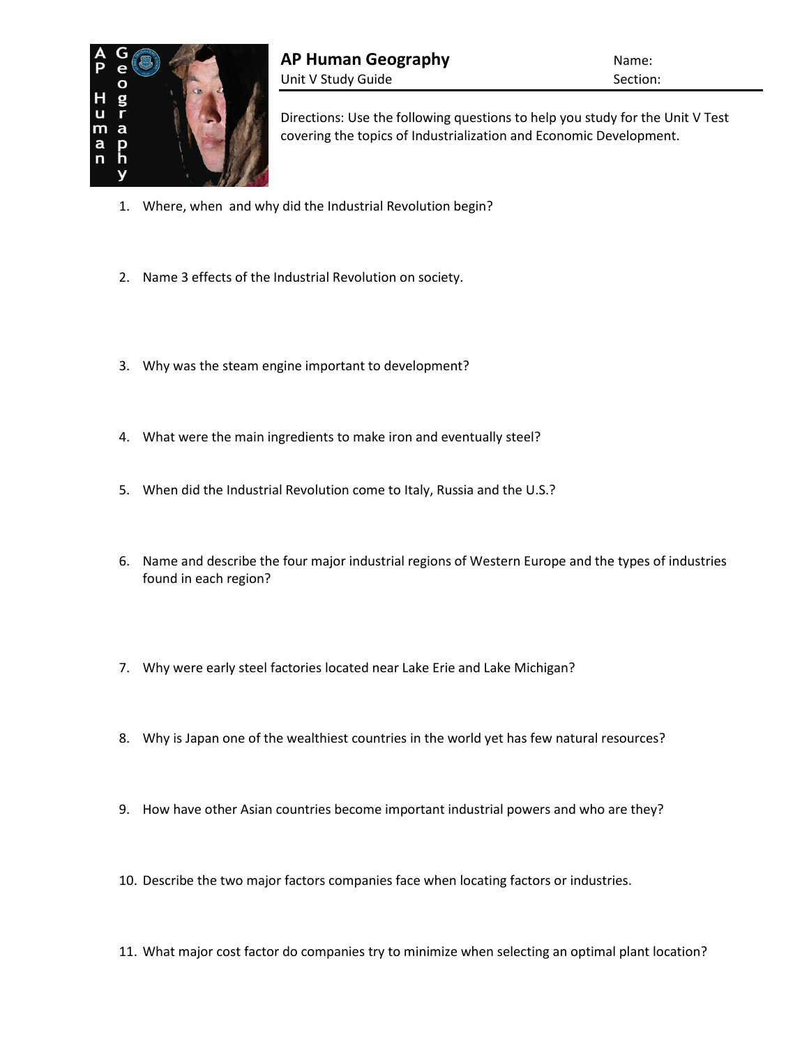# AP Human Geography

Unit V Study Guide

Name:

Section:

Directions: Use the following questions to help you study for the Unit V Test covering the topics of Industrialization and Economic Development.

1. Where, when  and why did the Industrial Revolution begin?

2. Name 3 effects of the Industrial Revolution on society.

3. Why was the steam engine important to development?

4. What were the main ingredients to make iron and eventually steel?

5. When did the Industrial Revolution come to Italy, Russia and the U.S.?

6. Name and describe the four major industrial regions of Western Europe and the types of industries found in each region?

7. Why were early steel factories located near Lake Erie and Lake Michigan?

8. Why is Japan one of the wealthiest countries in the world yet has few natural resources?

9. How have other Asian countries become important industrial powers and who are they?

10. Describe the two major factors companies face when locating factors or industries.

11. What major cost factor do companies try to minimize when selecting an optimal plant location?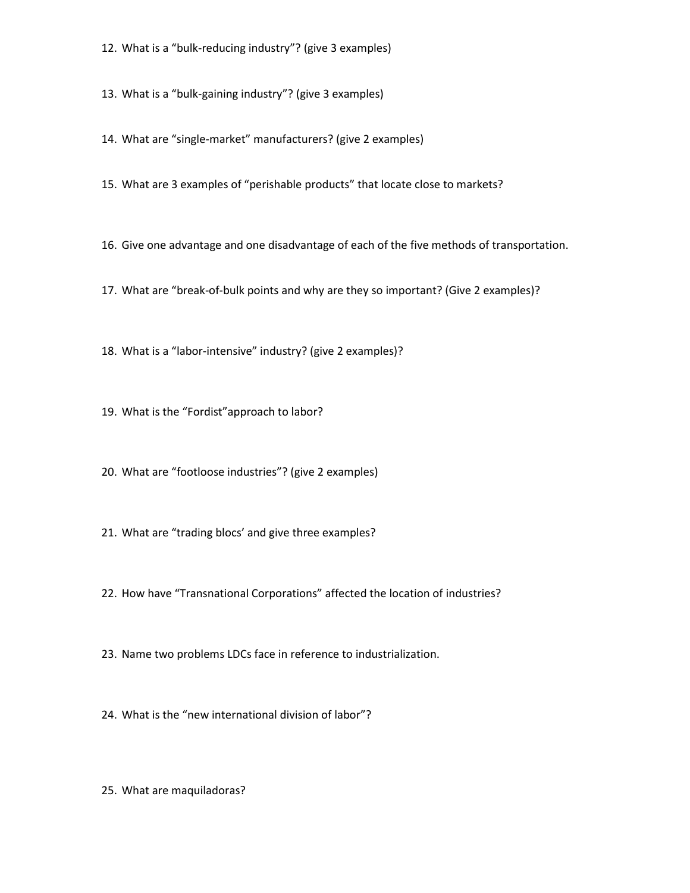12. What is a “bulk-reducing industry”? (give 3 examples)

13. What is a “bulk-gaining industry”? (give 3 examples)

14. What are “single-market” manufacturers? (give 2 examples)

15. What are 3 examples of “perishable products” that locate close to markets?

16. Give one advantage and one disadvantage of each of the five methods of transportation.

17. What are “break-of-bulk points and why are they so important? (Give 2 examples)?

18. What is a “labor-intensive” industry? (give 2 examples)?

19. What is the “Fordist”approach to labor?

20. What are “footloose industries”? (give 2 examples)

21. What are “trading blocs’ and give three examples?

22. How have “Transnational Corporations” affected the location of industries?

23. Name two problems LDCs face in reference to industrialization.

24. What is the “new international division of labor”?

25. What are maquiladoras?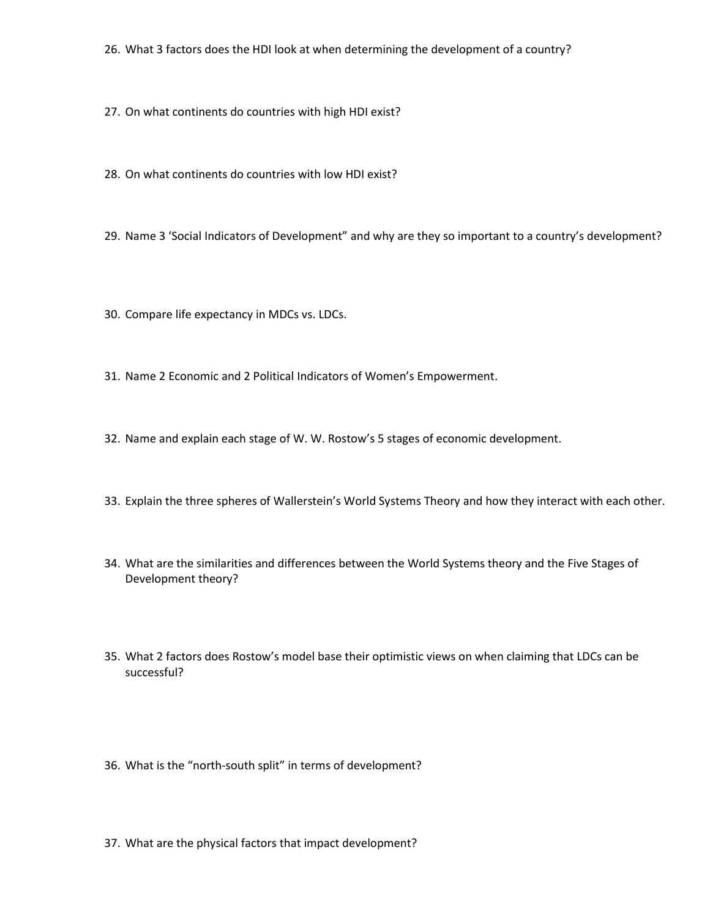26. What 3 factors does the HDI look at when determining the development of a country?

27. On what continents do countries with high HDI exist?

28. On what continents do countries with low HDI exist?

29. Name 3 'Social Indicators of Development" and why are they so important to a country's development?

30. Compare life expectancy in MDCs vs. LDCs.

31. Name 2 Economic and 2 Political Indicators of Women's Empowerment.

32. Name and explain each stage of W. W. Rostow's 5 stages of economic development.

33. Explain the three spheres of Wallerstein's World Systems Theory and how they interact with each other.

34. What are the similarities and differences between the World Systems theory and the Five Stages of Development theory?

35. What 2 factors does Rostow's model base their optimistic views on when claiming that LDCs can be successful?

36. What is the "north-south split" in terms of development?

37. What are the physical factors that impact development?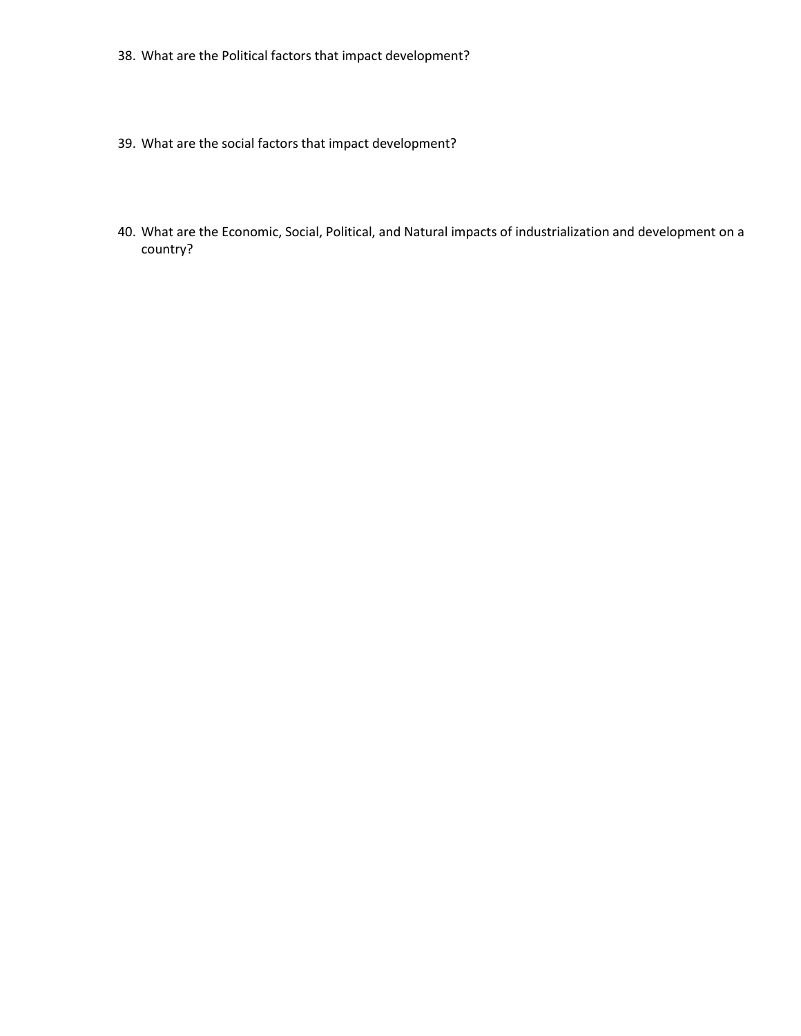38. What are the Political factors that impact development?

39. What are the social factors that impact development?

40. What are the Economic, Social, Political, and Natural impacts of industrialization and development on a country?